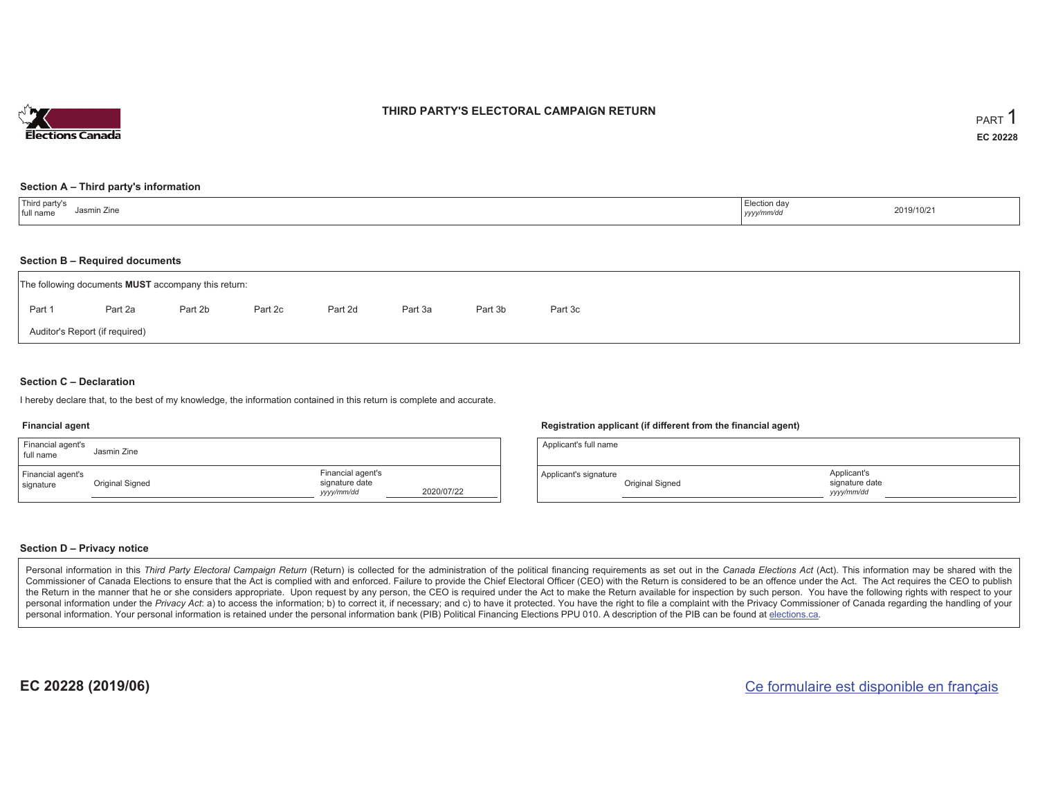# THIRD PARTY'S ELECTORAL CAMPAIGN RETURN

PART 1

**EC 20228**

## Section A – Third party's information

| Third party's full name | Jasmin Zine | Election day *yyyy/mm/dd* | 2019/10/21 |
|---|---|---|---|

## Section B – Required documents

The following documents **MUST** accompany this return:

Part 1 &nbsp; Part 2a &nbsp; Part 2b &nbsp; Part 2c &nbsp; Part 2d &nbsp; Part 3a &nbsp; Part 3b &nbsp; Part 3c

Auditor's Report (if required)

## Section C – Declaration

I hereby declare that, to the best of my knowledge, the information contained in this return is complete and accurate.

### Financial agent

| Financial agent's full name | Jasmin Zine | | |
|---|---|---|---|
| Financial agent's signature | Original Signed | Financial agent's signature date *yyyy/mm/dd* | 2020/07/22 |

### Registration applicant (if different from the financial agent)

| Applicant's full name | | | |
|---|---|---|---|
| Applicant's signature | Original Signed | Applicant's signature date *yyyy/mm/dd* | |

## Section D – Privacy notice

Personal information in this *Third Party Electoral Campaign Return* (Return) is collected for the administration of the political financing requirements as set out in the *Canada Elections Act* (Act). This information may be shared with the Commissioner of Canada Elections to ensure that the Act is complied with and enforced. Failure to provide the Chief Electoral Officer (CEO) with the Return is considered to be an offence under the Act. The Act requires the CEO to publish the Return in the manner that he or she considers appropriate. Upon request by any person, the CEO is required under the Act to make the Return available for inspection by such person. You have the following rights with respect to your personal information under the *Privacy Act*: a) to access the information; b) to correct it, if necessary; and c) to have it protected. You have the right to file a complaint with the Privacy Commissioner of Canada regarding the handling of your personal information. Your personal information is retained under the personal information bank (PIB) Political Financing Elections PPU 010. A description of the PIB can be found at elections.ca.

**EC 20228 (2019/06)**

Ce formulaire est disponible en français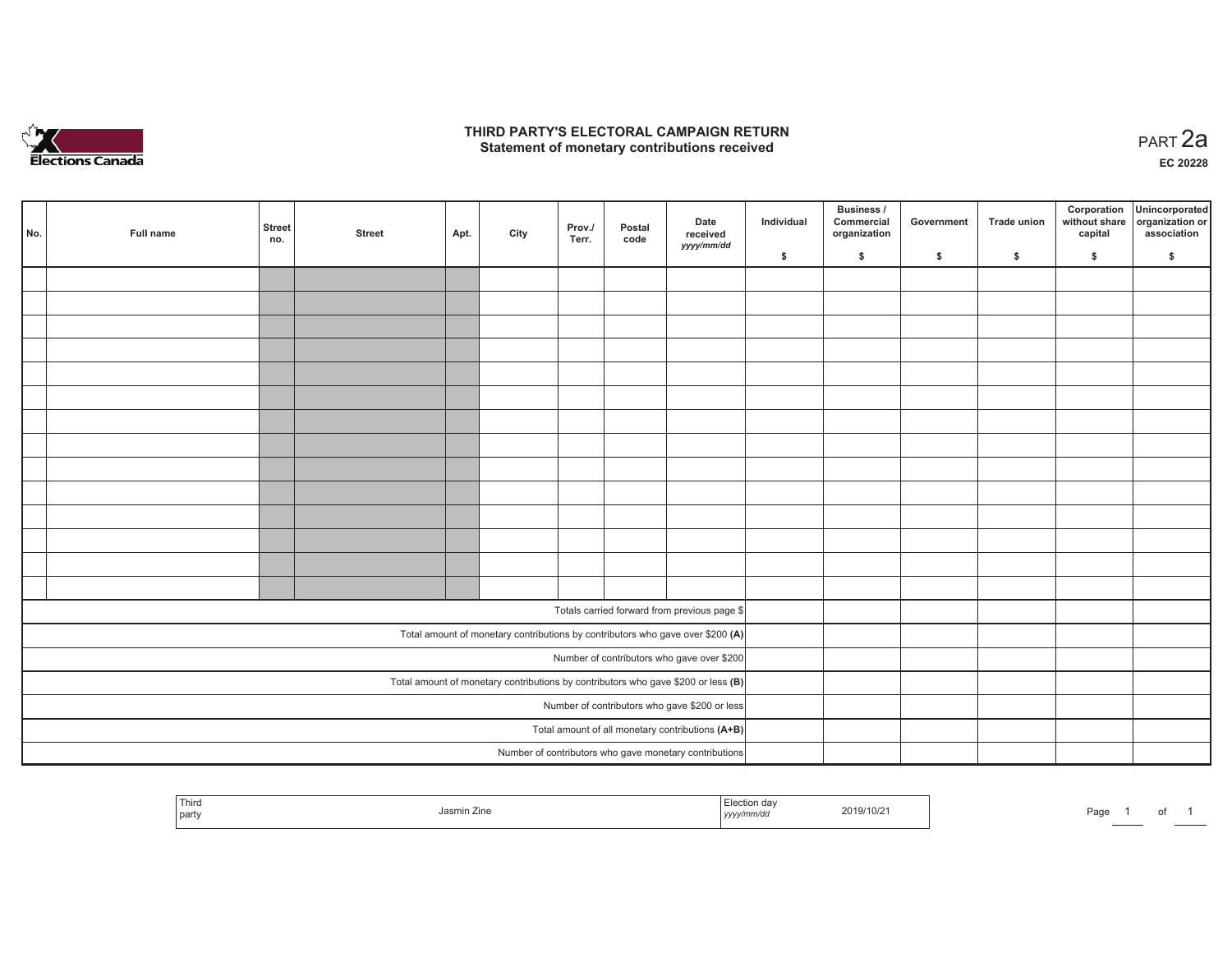# THIRD PARTY'S ELECTORAL CAMPAIGN RETURN
## Statement of monetary contributions received

PART 2a

EC 20228

| No. | Full name | Street no. | Street | Apt. | City | Prov./ Terr. | Postal code | Date received yyyy/mm/dd | Individual $ | Business / Commercial organization $ | Government $ | Trade union $ | Corporation without share capital $ | Unincorporated organization or association $ |
|---|---|---|---|---|---|---|---|---|---|---|---|---|---|---|
| | | | | | | | | | | | | | | |
| | | | | | | | | | | | | | | |
| | | | | | | | | | | | | | | |
| | | | | | | | | | | | | | | |
| | | | | | | | | | | | | | | |
| | | | | | | | | | | | | | | |
| | | | | | | | | | | | | | | |
| | | | | | | | | | | | | | | |
| | | | | | | | | | | | | | | |
| | | | | | | | | | | | | | | |
| | | | | | | | | | | | | | | |
| | | | | | | | | | | | | | | |
| | | | | | | | | | | | | | | |
| | | | | | | | | | | | | | | |
| Totals carried forward from previous page $ | | | | | | | | | | | | | | |
| Total amount of monetary contributions by contributors who gave over $200 **(A)** | | | | | | | | | | | | | | |
| Number of contributors who gave over $200 | | | | | | | | | | | | | | |
| Total amount of monetary contributions by contributors who gave $200 or less **(B)** | | | | | | | | | | | | | | |
| Number of contributors who gave $200 or less | | | | | | | | | | | | | | |
| Total amount of all monetary contributions **(A+B)** | | | | | | | | | | | | | | |
| Number of contributors who gave monetary contributions | | | | | | | | | | | | | | |

| Third party | Jasmin Zine | Election day yyyy/mm/dd | 2019/10/21 |
|---|---|---|---|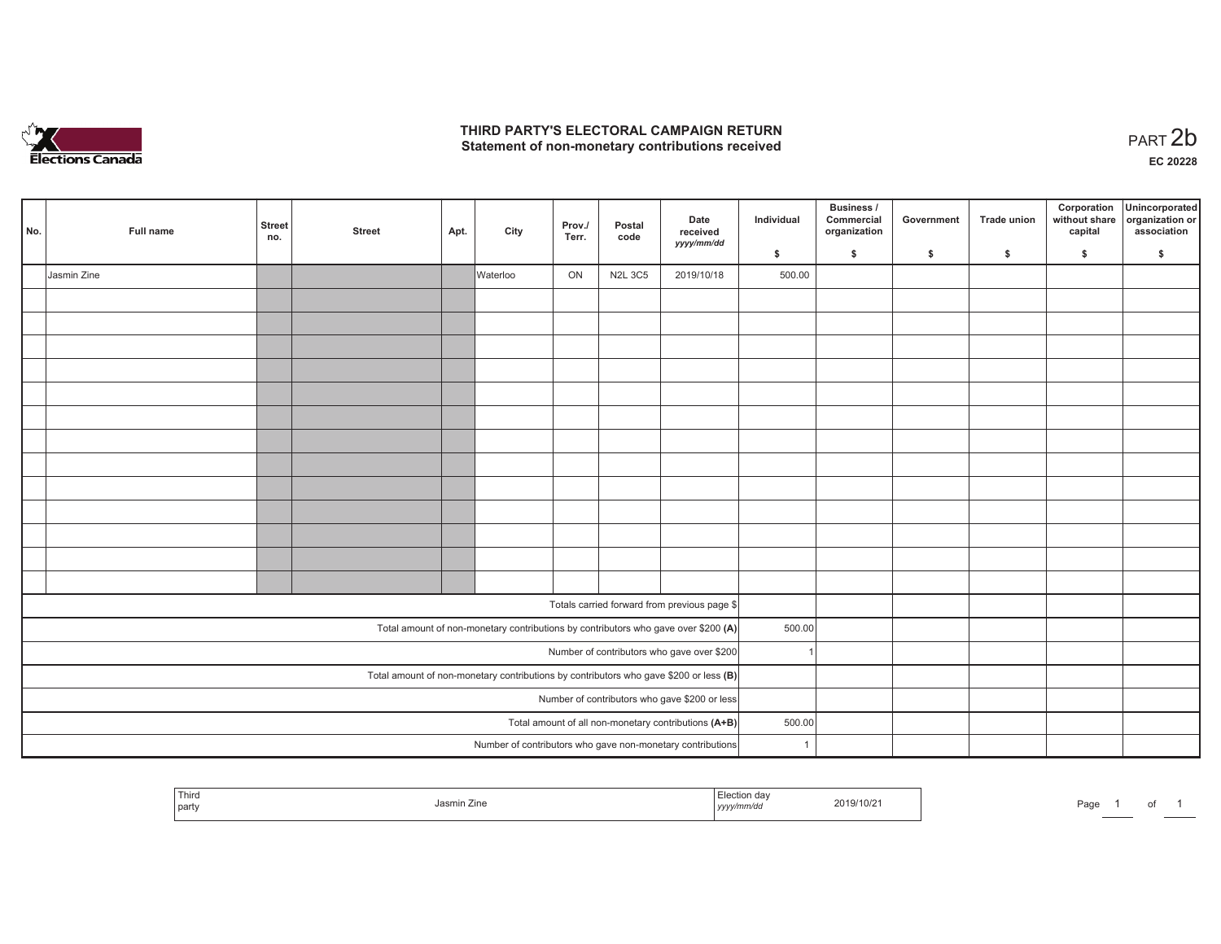# THIRD PARTY'S ELECTORAL CAMPAIGN RETURN
## Statement of non-monetary contributions received

PART 2b

EC 20228

| No. | Full name | Street no. | Street | Apt. | City | Prov./ Terr. | Postal code | Date received yyyy/mm/dd | Individual $ | Business / Commercial organization $ | Government $ | Trade union $ | Corporation without share capital $ | Unincorporated organization or association $ |
|---|---|---|---|---|---|---|---|---|---|---|---|---|---|---|
| | Jasmin Zine | | | | Waterloo | ON | N2L 3C5 | 2019/10/18 | 500.00 | | | | | |
| | | | | | | | | | | | | | | |
| | | | | | | | | | | | | | | |
| | | | | | | | | | | | | | | |
| | | | | | | | | | | | | | | |
| | | | | | | | | | | | | | | |
| | | | | | | | | | | | | | | |
| | | | | | | | | | | | | | | |
| | | | | | | | | | | | | | | |
| | | | | | | | | | | | | | | |
| | | | | | | | | | | | | | | |
| | | | | | | | | | | | | | | |
| | | | | | | | | | | | | | | |
| | | | | | | | | | | | | | | |
| Totals carried forward from previous page $ | | | | | | | | | | | | | | |
| Total amount of non-monetary contributions by contributors who gave over $200 (A) | | | | | | | | | 500.00 | | | | | |
| Number of contributors who gave over $200 | | | | | | | | | 1 | | | | | |
| Total amount of non-monetary contributions by contributors who gave $200 or less (B) | | | | | | | | | | | | | | |
| Number of contributors who gave $200 or less | | | | | | | | | | | | | | |
| Total amount of all non-monetary contributions (A+B) | | | | | | | | | 500.00 | | | | | |
| Number of contributors who gave non-monetary contributions | | | | | | | | | 1 | | | | | |

| Third party | Jasmin Zine | Election day yyyy/mm/dd | 2019/10/21 |
|---|---|---|---|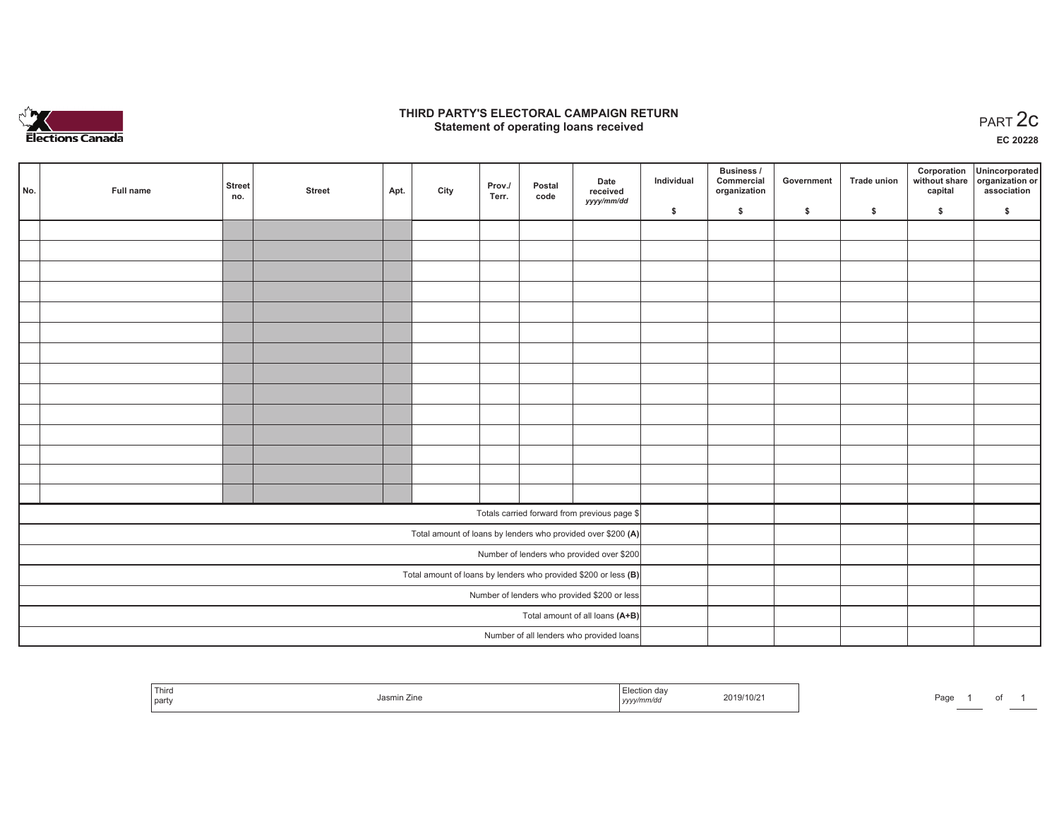# THIRD PARTY'S ELECTORAL CAMPAIGN RETURN

## Statement of operating loans received

PART 2c

EC 20228

| No. | Full name | Street no. | Street | Apt. | City | Prov./ Terr. | Postal code | Date received yyyy/mm/dd | Individual $ | Business / Commercial organization $ | Government $ | Trade union $ | Corporation without share capital $ | Unincorporated organization or association $ |
|---|---|---|---|---|---|---|---|---|---|---|---|---|---|---|
| | | | | | | | | | | | | | | |
| | | | | | | | | | | | | | | |
| | | | | | | | | | | | | | | |
| | | | | | | | | | | | | | | |
| | | | | | | | | | | | | | | |
| | | | | | | | | | | | | | | |
| | | | | | | | | | | | | | | |
| | | | | | | | | | | | | | | |
| | | | | | | | | | | | | | | |
| | | | | | | | | | | | | | | |
| | | | | | | | | | | | | | | |
| | | | | | | | | | | | | | | |
| | | | | | | | | | | | | | | |
| | | | | | | | | | | | | | | |
| Totals carried forward from previous page $ | | | | | | | | | | | | | | |
| Total amount of loans by lenders who provided over $200 **(A)** | | | | | | | | | | | | | | |
| Number of lenders who provided over $200 | | | | | | | | | | | | | | |
| Total amount of loans by lenders who provided $200 or less **(B)** | | | | | | | | | | | | | | |
| Number of lenders who provided $200 or less | | | | | | | | | | | | | | |
| Total amount of all loans **(A+B)** | | | | | | | | | | | | | | |
| Number of all lenders who provided loans | | | | | | | | | | | | | | |

| Third party | Jasmin Zine | Election day yyyy/mm/dd | 2019/10/21 |
|---|---|---|---|

Page 1 of 1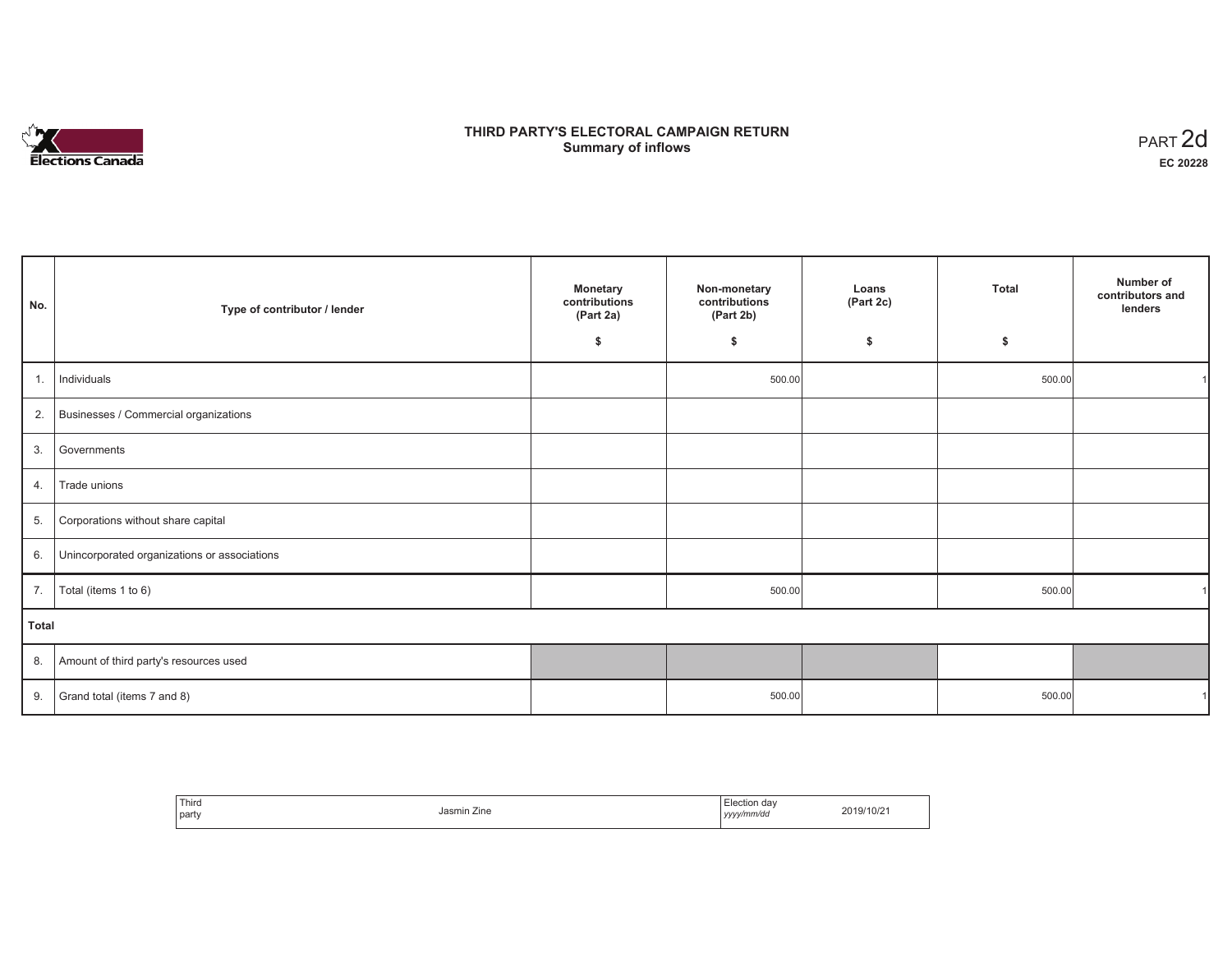Elections Canada

# THIRD PARTY'S ELECTORAL CAMPAIGN RETURN
## Summary of inflows

PART 2d
**EC 20228**

| No. | Type of contributor / lender | Monetary contributions (Part 2a) $ | Non-monetary contributions (Part 2b) $ | Loans (Part 2c) $ | Total $ | Number of contributors and lenders |
|---|---|---|---|---|---|---|
| 1. | Individuals | | 500.00 | | 500.00 | 1 |
| 2. | Businesses / Commercial organizations | | | | | |
| 3. | Governments | | | | | |
| 4. | Trade unions | | | | | |
| 5. | Corporations without share capital | | | | | |
| 6. | Unincorporated organizations or associations | | | | | |
| 7. | Total (items 1 to 6) | | 500.00 | | 500.00 | 1 |
| **Total** | | | | | | |
| 8. | Amount of third party's resources used | | | | | |
| 9. | Grand total (items 7 and 8) | | 500.00 | | 500.00 | 1 |

| Third party | Jasmin Zine | Election day *yyyy/mm/dd* | 2019/10/21 |
|---|---|---|---|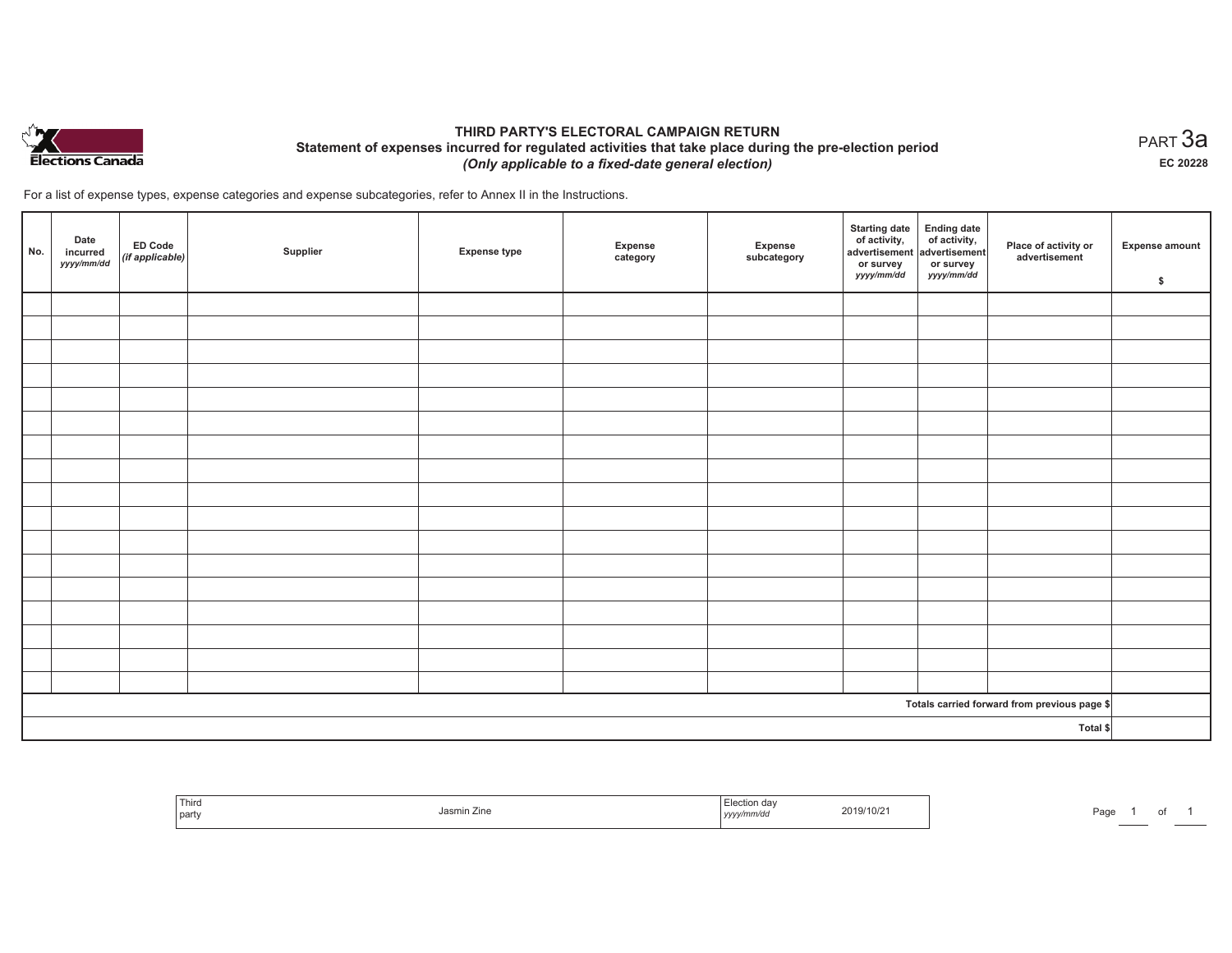Elections Canada

# THIRD PARTY'S ELECTORAL CAMPAIGN RETURN

## Statement of expenses incurred for regulated activities that take place during the pre-election period

*(Only applicable to a fixed-date general election)*

PART 3a

EC 20228

For a list of expense types, expense categories and expense subcategories, refer to Annex II in the Instructions.

| No. | Date incurred *yyyy/mm/dd* | ED Code *(if applicable)* | Supplier | Expense type | Expense category | Expense subcategory | Starting date of activity, advertisement or survey *yyyy/mm/dd* | Ending date of activity, advertisement or survey *yyyy/mm/dd* | Place of activity or advertisement | Expense amount $ |
|---|---|---|---|---|---|---|---|---|---|---|
| | | | | | | | | | | |
| | | | | | | | | | | |
| | | | | | | | | | | |
| | | | | | | | | | | |
| | | | | | | | | | | |
| | | | | | | | | | | |
| | | | | | | | | | | |
| | | | | | | | | | | |
| | | | | | | | | | | |
| | | | | | | | | | | |
| | | | | | | | | | | |
| | | | | | | | | | | |
| | | | | | | | | | | |
| | | | | | | | | | | |
| | | | | | | | | | | |
| | | | | | | | | | | |
| | | | | | | | | | | |
| | | | | | | | | | Totals carried forward from previous page $ | |
| | | | | | | | | | Total $ | |

| Third party | Jasmin Zine | Election day *yyyy/mm/dd* | 2019/10/21 |
|---|---|---|---|

Page 1 of 1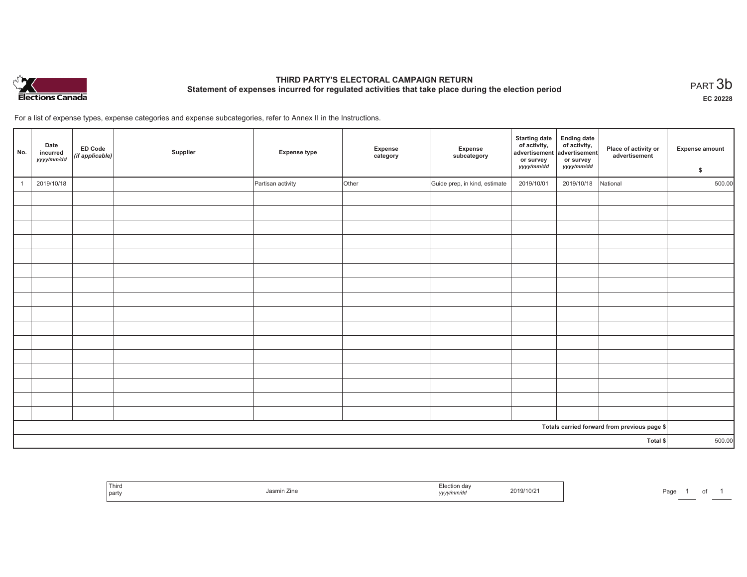# THIRD PARTY'S ELECTORAL CAMPAIGN RETURN

## Statement of expenses incurred for regulated activities that take place during the election period

PART 3b

EC 20228

For a list of expense types, expense categories and expense subcategories, refer to Annex II in the Instructions.

| No. | Date incurred *yyyy/mm/dd* | ED Code *(if applicable)* | Supplier | Expense type | Expense category | Expense subcategory | Starting date of activity, advertisement or survey *yyyy/mm/dd* | Ending date of activity, advertisement or survey *yyyy/mm/dd* | Place of activity or advertisement | Expense amount $ |
|---|---|---|---|---|---|---|---|---|---|---|
| 1 | 2019/10/18 | | | Partisan activity | Other | Guide prep, in kind, estimate | 2019/10/01 | 2019/10/18 | National | 500.00 |
| | | | | | | | | | | |
| | | | | | | | | | | |
| | | | | | | | | | | |
| | | | | | | | | | | |
| | | | | | | | | | | |
| | | | | | | | | | | |
| | | | | | | | | | | |
| | | | | | | | | | | |
| | | | | | | | | | | |
| | | | | | | | | | | |
| | | | | | | | | | | |
| | | | | | | | | | | |
| | | | | | | | | | | |
| | | | | | | | | | | |
| | | | | | | | | | | |
| | | | | | | | | | | |
| | | | | | | | | | Totals carried forward from previous page $ | |
| | | | | | | | | | Total $ | 500.00 |

| Third party | Jasmin Zine | Election day *yyyy/mm/dd* | 2019/10/21 |
|---|---|---|---|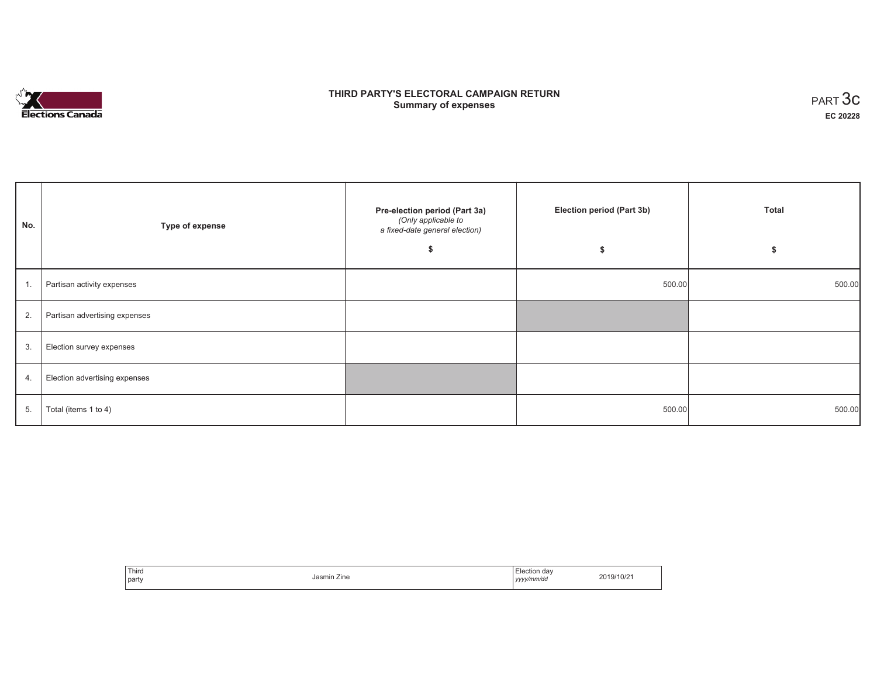# THIRD PARTY'S ELECTORAL CAMPAIGN RETURN
## Summary of expenses

PART 3c
**EC 20228**

| No. | Type of expense | Pre-election period (Part 3a) *(Only applicable to a fixed-date general election)* $ | Election period (Part 3b) $ | Total $ |
|---|---|---|---|---|
| 1. | Partisan activity expenses | | 500.00 | 500.00 |
| 2. | Partisan advertising expenses | | | |
| 3. | Election survey expenses | | | |
| 4. | Election advertising expenses | | | |
| 5. | Total (items 1 to 4) | | 500.00 | 500.00 |

| Third party | Jasmin Zine | Election day *yyyy/mm/dd* | 2019/10/21 |
|---|---|---|---|